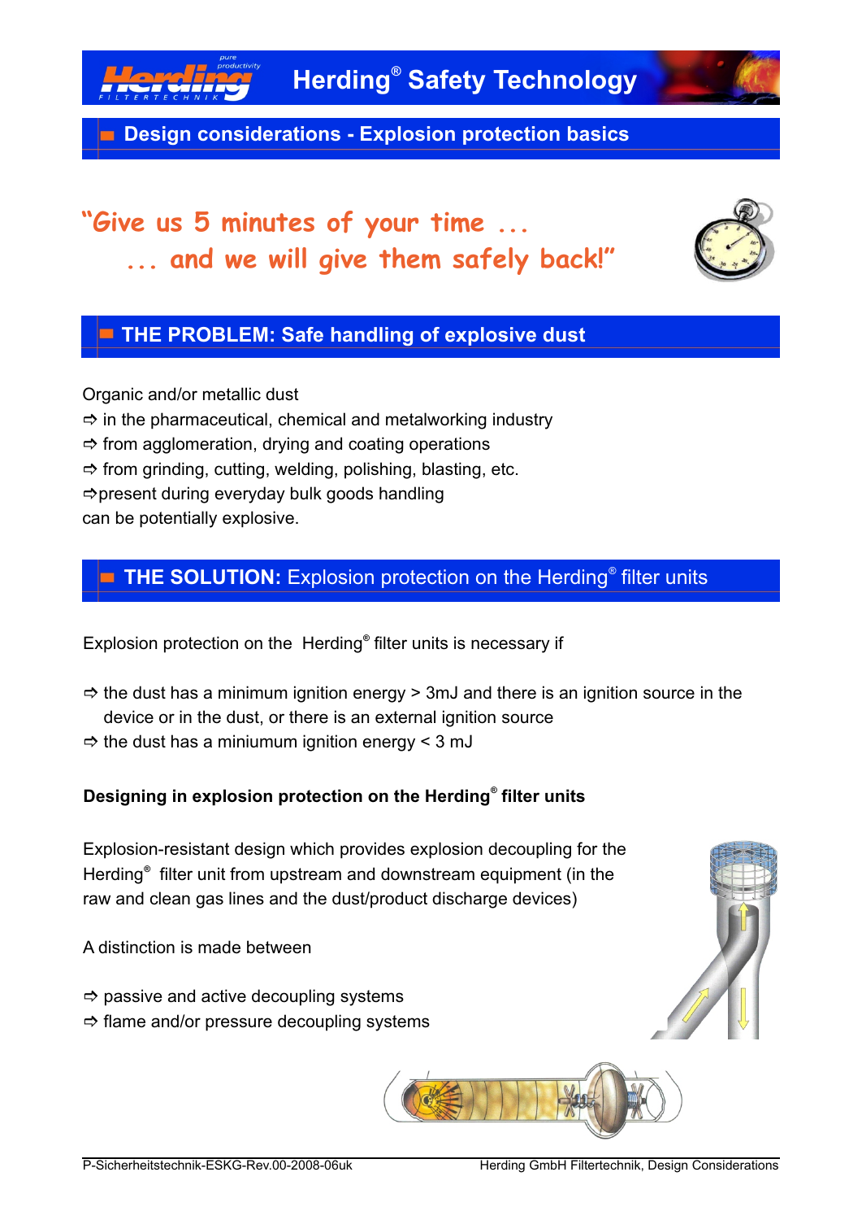# Herding® Safety Technology

## Design considerations - Explosion protection basics

*"Give us 5 minutes of your time ...*
*... and we will give them safely back!"*

## THE PROBLEM: Safe handling of explosive dust

Organic and/or metallic dust
⇨ in the pharmaceutical, chemical and metalworking industry
⇨ from agglomeration, drying and coating operations
⇨ from grinding, cutting, welding, polishing, blasting, etc.
⇨present during everyday bulk goods handling
can be potentially explosive.

## THE SOLUTION: Explosion protection on the Herding® filter units

Explosion protection on the Herding® filter units is necessary if

⇨ the dust has a minimum ignition energy > 3mJ and there is an ignition source in the device or in the dust, or there is an external ignition source
⇨ the dust has a miniumum ignition energy < 3 mJ

**Designing in explosion protection on the Herding® filter units**

Explosion-resistant design which provides explosion decoupling for the Herding® filter unit from upstream and downstream equipment (in the raw and clean gas lines and the dust/product discharge devices)

A distinction is made between

⇨ passive and active decoupling systems
⇨ flame and/or pressure decoupling systems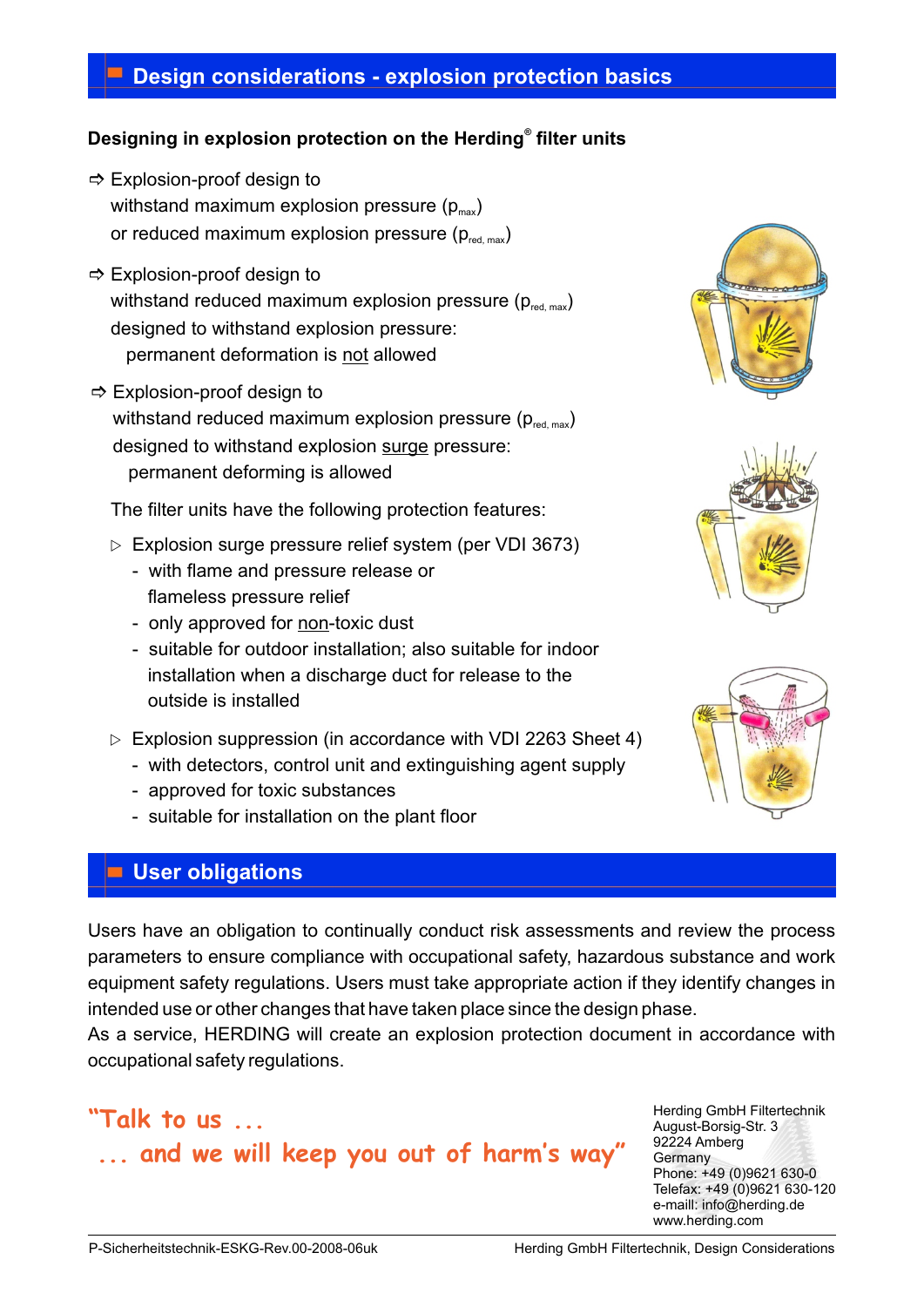## Design considerations - explosion protection basics

**Designing in explosion protection on the Herding® filter units**

➩ Explosion-proof design to
withstand maximum explosion pressure ($p_{max}$)
or reduced maximum explosion pressure ($p_{red,\ max}$)

➩ Explosion-proof design to
withstand reduced maximum explosion pressure ($p_{red,\ max}$)
designed to withstand explosion pressure:
permanent deformation is not allowed

➩ Explosion-proof design to
withstand reduced maximum explosion pressure ($p_{red,\ max}$)
designed to withstand explosion surge pressure:
permanent deforming is allowed

The filter units have the following protection features:

▷ Explosion surge pressure relief system (per VDI 3673)
- with flame and pressure release or flameless pressure relief
- only approved for non-toxic dust
- suitable for outdoor installation; also suitable for indoor installation when a discharge duct for release to the outside is installed

▷ Explosion suppression (in accordance with VDI 2263 Sheet 4)
- with detectors, control unit and extinguishing agent supply
- approved for toxic substances
- suitable for installation on the plant floor

## User obligations

Users have an obligation to continually conduct risk assessments and review the process parameters to ensure compliance with occupational safety, hazardous substance and work equipment safety regulations. Users must take appropriate action if they identify changes in intended use or other changes that have taken place since the design phase.
As a service, HERDING will create an explosion protection document in accordance with occupational safety regulations.

**"Talk to us ...
... and we will keep you out of harm's way"**

Herding GmbH Filtertechnik
August-Borsig-Str. 3
92224 Amberg
Germany
Phone: +49 (0)9621 630-0
Telefax: +49 (0)9621 630-120
e-maill: info@herding.de
www.herding.com

P-Sicherheitstechnik-ESKG-Rev.00-2008-06uk